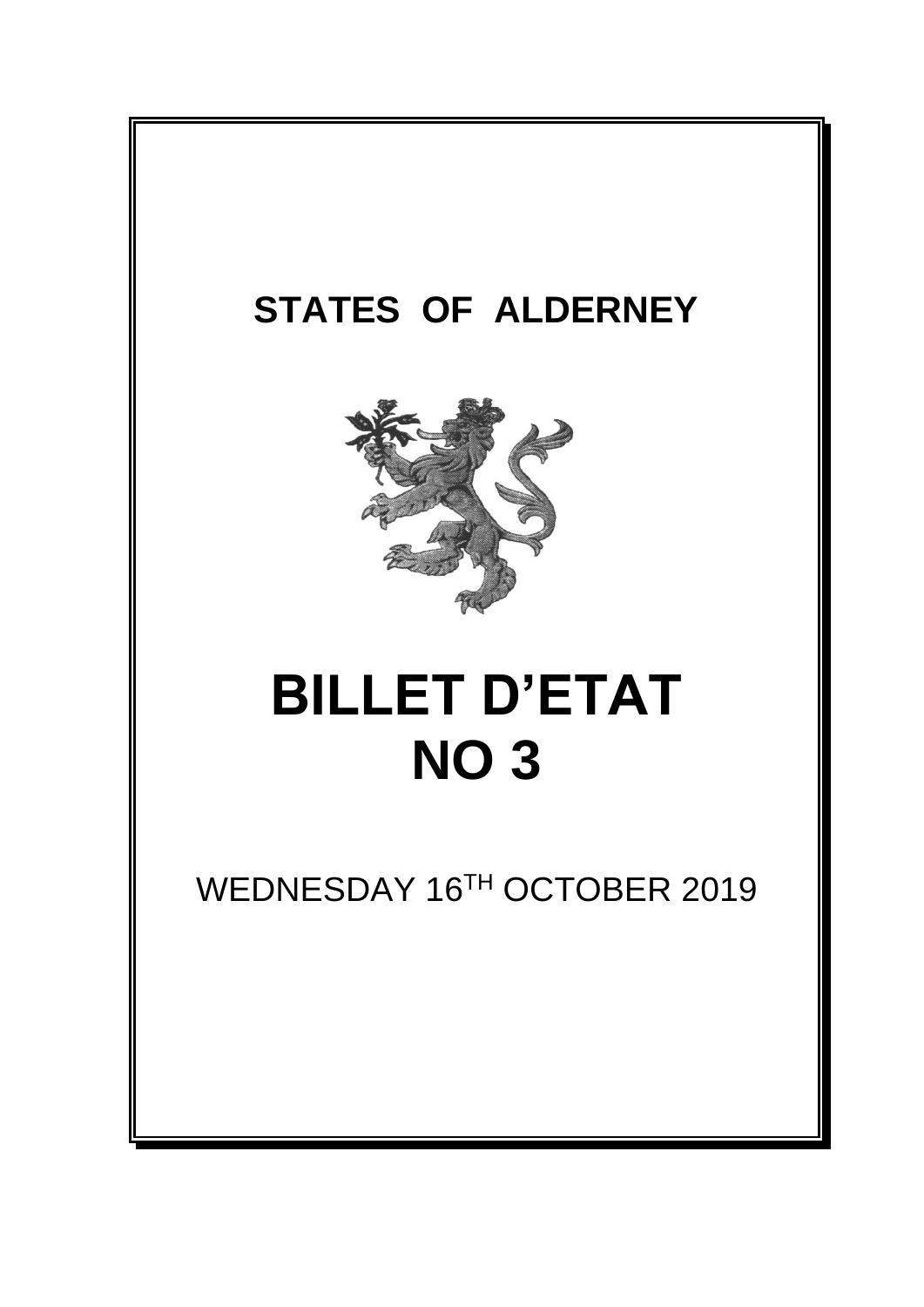# STATES OF ALDERNEY

# BILLET D'ETAT
# NO 3

WEDNESDAY 16TH OCTOBER 2019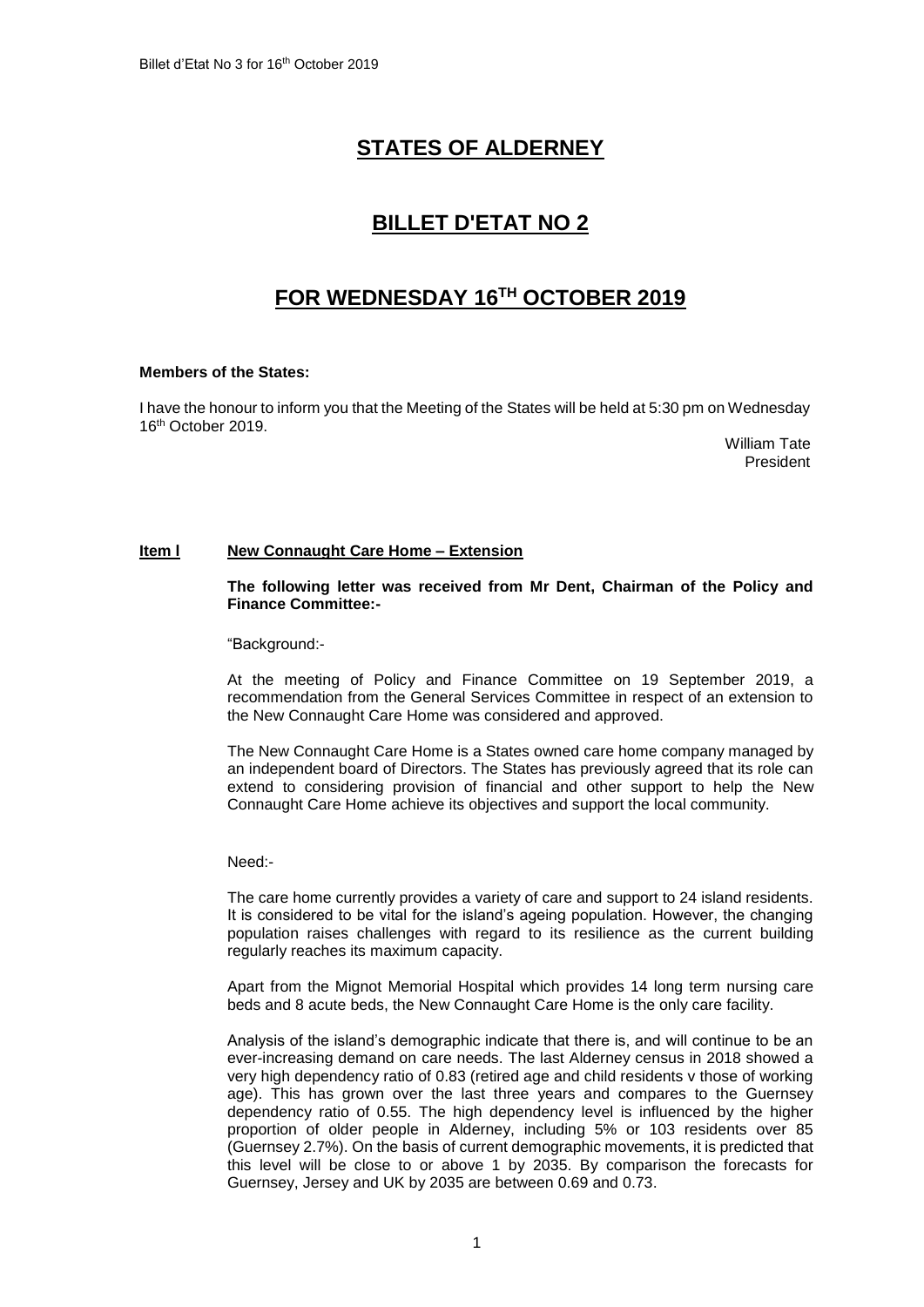# STATES OF ALDERNEY

## BILLET D'ETAT NO 2

## FOR WEDNESDAY 16TH OCTOBER 2019

**Members of the States:**

I have the honour to inform you that the Meeting of the States will be held at 5:30 pm on Wednesday 16th October 2019.

William Tate
President

### Item l New Connaught Care Home – Extension

**The following letter was received from Mr Dent, Chairman of the Policy and Finance Committee:-**

"Background:-

At the meeting of Policy and Finance Committee on 19 September 2019, a recommendation from the General Services Committee in respect of an extension to the New Connaught Care Home was considered and approved.

The New Connaught Care Home is a States owned care home company managed by an independent board of Directors. The States has previously agreed that its role can extend to considering provision of financial and other support to help the New Connaught Care Home achieve its objectives and support the local community.

Need:-

The care home currently provides a variety of care and support to 24 island residents. It is considered to be vital for the island's ageing population. However, the changing population raises challenges with regard to its resilience as the current building regularly reaches its maximum capacity.

Apart from the Mignot Memorial Hospital which provides 14 long term nursing care beds and 8 acute beds, the New Connaught Care Home is the only care facility.

Analysis of the island's demographic indicate that there is, and will continue to be an ever-increasing demand on care needs. The last Alderney census in 2018 showed a very high dependency ratio of 0.83 (retired age and child residents v those of working age). This has grown over the last three years and compares to the Guernsey dependency ratio of 0.55. The high dependency level is influenced by the higher proportion of older people in Alderney, including 5% or 103 residents over 85 (Guernsey 2.7%). On the basis of current demographic movements, it is predicted that this level will be close to or above 1 by 2035. By comparison the forecasts for Guernsey, Jersey and UK by 2035 are between 0.69 and 0.73.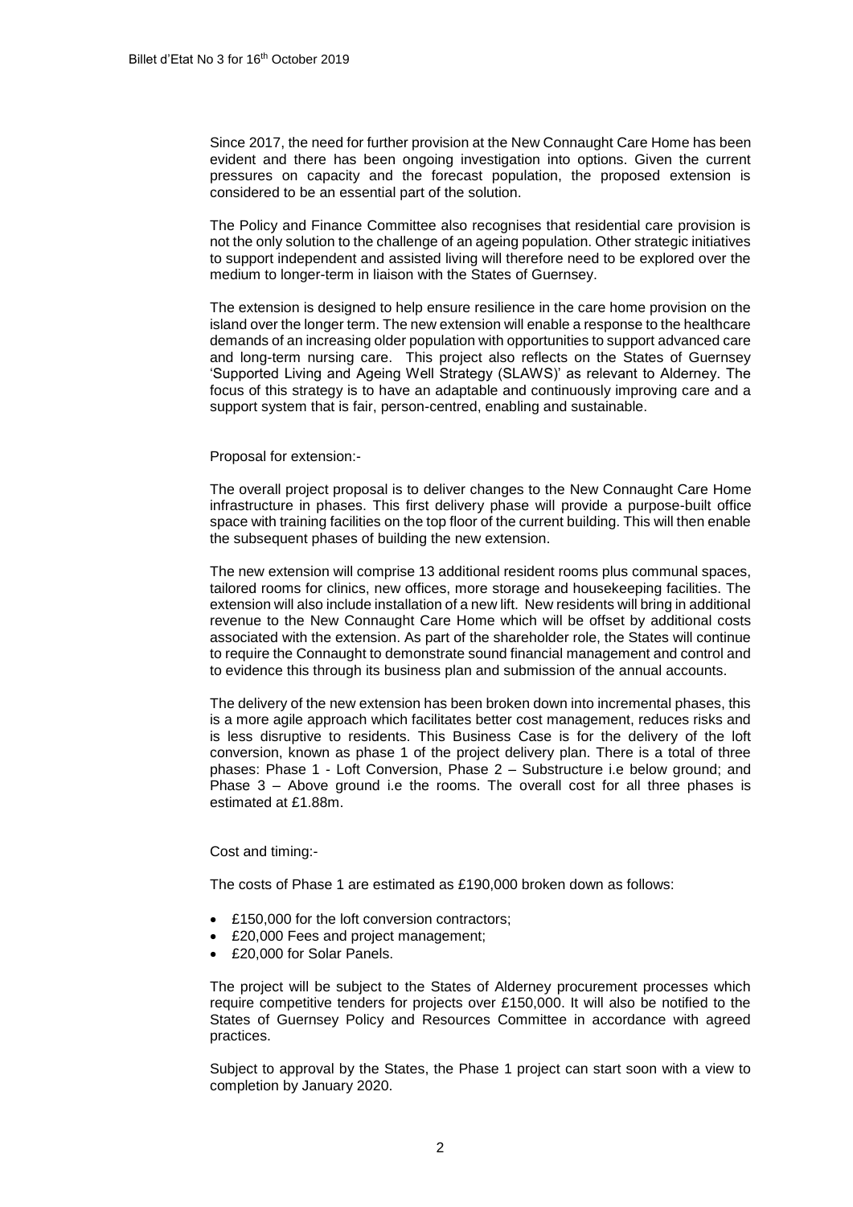Since 2017, the need for further provision at the New Connaught Care Home has been evident and there has been ongoing investigation into options. Given the current pressures on capacity and the forecast population, the proposed extension is considered to be an essential part of the solution.

The Policy and Finance Committee also recognises that residential care provision is not the only solution to the challenge of an ageing population. Other strategic initiatives to support independent and assisted living will therefore need to be explored over the medium to longer-term in liaison with the States of Guernsey.

The extension is designed to help ensure resilience in the care home provision on the island over the longer term. The new extension will enable a response to the healthcare demands of an increasing older population with opportunities to support advanced care and long-term nursing care. This project also reflects on the States of Guernsey 'Supported Living and Ageing Well Strategy (SLAWS)' as relevant to Alderney. The focus of this strategy is to have an adaptable and continuously improving care and a support system that is fair, person-centred, enabling and sustainable.

Proposal for extension:-

The overall project proposal is to deliver changes to the New Connaught Care Home infrastructure in phases. This first delivery phase will provide a purpose-built office space with training facilities on the top floor of the current building. This will then enable the subsequent phases of building the new extension.

The new extension will comprise 13 additional resident rooms plus communal spaces, tailored rooms for clinics, new offices, more storage and housekeeping facilities. The extension will also include installation of a new lift. New residents will bring in additional revenue to the New Connaught Care Home which will be offset by additional costs associated with the extension. As part of the shareholder role, the States will continue to require the Connaught to demonstrate sound financial management and control and to evidence this through its business plan and submission of the annual accounts.

The delivery of the new extension has been broken down into incremental phases, this is a more agile approach which facilitates better cost management, reduces risks and is less disruptive to residents. This Business Case is for the delivery of the loft conversion, known as phase 1 of the project delivery plan. There is a total of three phases: Phase 1 - Loft Conversion, Phase 2 – Substructure i.e below ground; and Phase 3 – Above ground i.e the rooms. The overall cost for all three phases is estimated at £1.88m.

Cost and timing:-

The costs of Phase 1 are estimated as £190,000 broken down as follows:

- £150,000 for the loft conversion contractors;
- £20,000 Fees and project management;
- £20,000 for Solar Panels.

The project will be subject to the States of Alderney procurement processes which require competitive tenders for projects over £150,000. It will also be notified to the States of Guernsey Policy and Resources Committee in accordance with agreed practices.

Subject to approval by the States, the Phase 1 project can start soon with a view to completion by January 2020.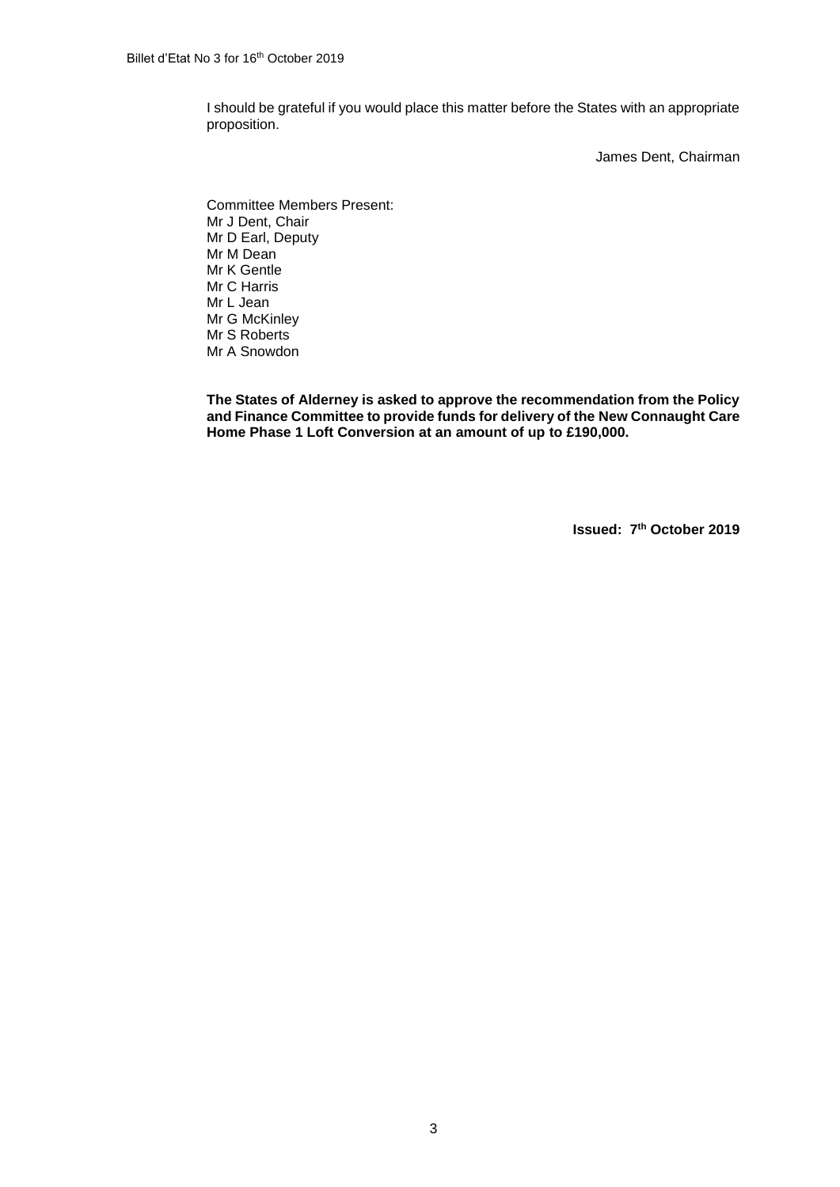I should be grateful if you would place this matter before the States with an appropriate proposition.

James Dent, Chairman

Committee Members Present:
Mr J Dent, Chair
Mr D Earl, Deputy
Mr M Dean
Mr K Gentle
Mr C Harris
Mr L Jean
Mr G McKinley
Mr S Roberts
Mr A Snowdon

**The States of Alderney is asked to approve the recommendation from the Policy and Finance Committee to provide funds for delivery of the New Connaught Care Home Phase 1 Loft Conversion at an amount of up to £190,000.**

**Issued: 7th October 2019**